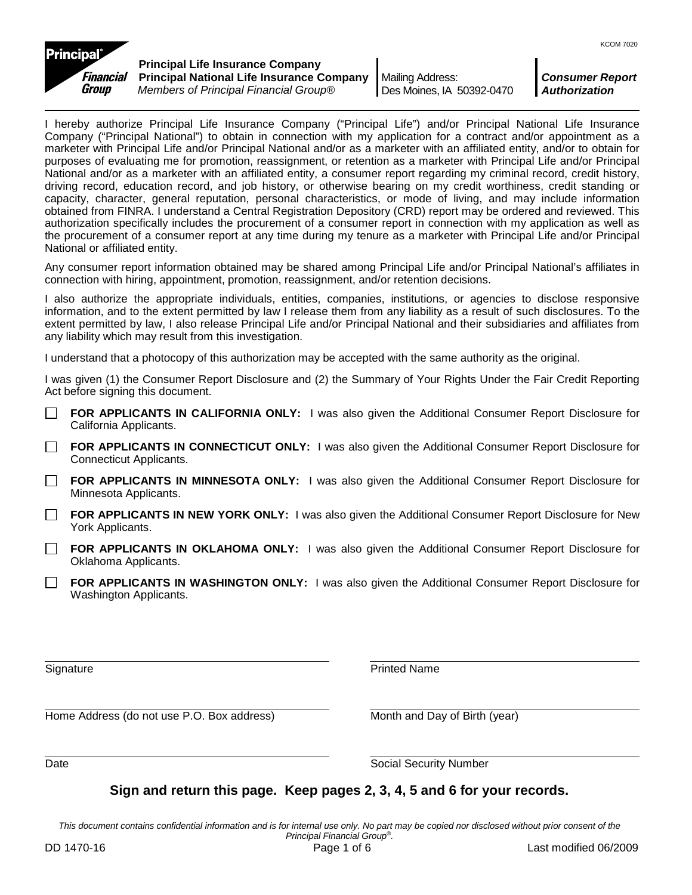KCOM 7020

**Principal Life Insurance Company**
**Principal National Life Insurance Company**
*Members of Principal Financial Group®*

Mailing Address:
Des Moines, IA 50392-0470

***Consumer Report Authorization***

I hereby authorize Principal Life Insurance Company ("Principal Life") and/or Principal National Life Insurance Company ("Principal National") to obtain in connection with my application for a contract and/or appointment as a marketer with Principal Life and/or Principal National and/or as a marketer with an affiliated entity, and/or to obtain for purposes of evaluating me for promotion, reassignment, or retention as a marketer with Principal Life and/or Principal National and/or as a marketer with an affiliated entity, a consumer report regarding my criminal record, credit history, driving record, education record, and job history, or otherwise bearing on my credit worthiness, credit standing or capacity, character, general reputation, personal characteristics, or mode of living, and may include information obtained from FINRA. I understand a Central Registration Depository (CRD) report may be ordered and reviewed. This authorization specifically includes the procurement of a consumer report in connection with my application as well as the procurement of a consumer report at any time during my tenure as a marketer with Principal Life and/or Principal National or affiliated entity.

Any consumer report information obtained may be shared among Principal Life and/or Principal National's affiliates in connection with hiring, appointment, promotion, reassignment, and/or retention decisions.

I also authorize the appropriate individuals, entities, companies, institutions, or agencies to disclose responsive information, and to the extent permitted by law I release them from any liability as a result of such disclosures. To the extent permitted by law, I also release Principal Life and/or Principal National and their subsidiaries and affiliates from any liability which may result from this investigation.

I understand that a photocopy of this authorization may be accepted with the same authority as the original.

I was given (1) the Consumer Report Disclosure and (2) the Summary of Your Rights Under the Fair Credit Reporting Act before signing this document.

- ☐ **FOR APPLICANTS IN CALIFORNIA ONLY:** I was also given the Additional Consumer Report Disclosure for California Applicants.
- ☐ **FOR APPLICANTS IN CONNECTICUT ONLY:** I was also given the Additional Consumer Report Disclosure for Connecticut Applicants.
- ☐ **FOR APPLICANTS IN MINNESOTA ONLY:** I was also given the Additional Consumer Report Disclosure for Minnesota Applicants.
- ☐ **FOR APPLICANTS IN NEW YORK ONLY:** I was also given the Additional Consumer Report Disclosure for New York Applicants.
- ☐ **FOR APPLICANTS IN OKLAHOMA ONLY:** I was also given the Additional Consumer Report Disclosure for Oklahoma Applicants.
- ☐ **FOR APPLICANTS IN WASHINGTON ONLY:** I was also given the Additional Consumer Report Disclosure for Washington Applicants.

| | |
|---|---|
| Signature | Printed Name |
| Home Address (do not use P.O. Box address) | Month and Day of Birth (year) |
| Date | Social Security Number |

**Sign and return this page. Keep pages 2, 3, 4, 5 and 6 for your records.**

*This document contains confidential information and is for internal use only. No part may be copied nor disclosed without prior consent of the Principal Financial Group®.*

DD 1470-16 | Last modified 06/2009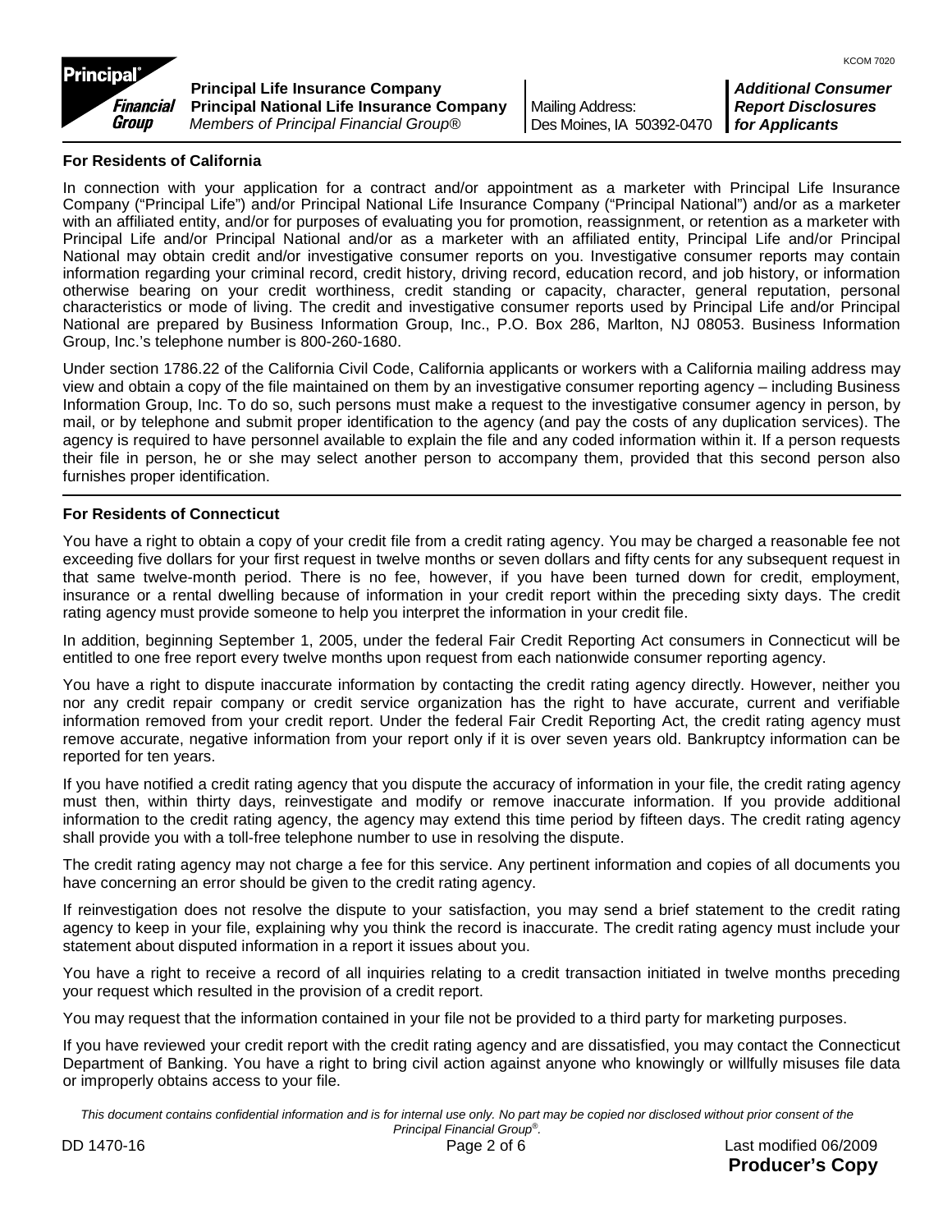**Principal Life Insurance Company**
**Principal National Life Insurance Company**
*Members of Principal Financial Group®*

Mailing Address:
Des Moines, IA 50392-0470

***Additional Consumer Report Disclosures for Applicants***

### For Residents of California

In connection with your application for a contract and/or appointment as a marketer with Principal Life Insurance Company ("Principal Life") and/or Principal National Life Insurance Company ("Principal National") and/or as a marketer with an affiliated entity, and/or for purposes of evaluating you for promotion, reassignment, or retention as a marketer with Principal Life and/or Principal National and/or as a marketer with an affiliated entity, Principal Life and/or Principal National may obtain credit and/or investigative consumer reports on you. Investigative consumer reports may contain information regarding your criminal record, credit history, driving record, education record, and job history, or information otherwise bearing on your credit worthiness, credit standing or capacity, character, general reputation, personal characteristics or mode of living. The credit and investigative consumer reports used by Principal Life and/or Principal National are prepared by Business Information Group, Inc., P.O. Box 286, Marlton, NJ 08053. Business Information Group, Inc.'s telephone number is 800-260-1680.

Under section 1786.22 of the California Civil Code, California applicants or workers with a California mailing address may view and obtain a copy of the file maintained on them by an investigative consumer reporting agency – including Business Information Group, Inc. To do so, such persons must make a request to the investigative consumer agency in person, by mail, or by telephone and submit proper identification to the agency (and pay the costs of any duplication services). The agency is required to have personnel available to explain the file and any coded information within it. If a person requests their file in person, he or she may select another person to accompany them, provided that this second person also furnishes proper identification.

### For Residents of Connecticut

You have a right to obtain a copy of your credit file from a credit rating agency. You may be charged a reasonable fee not exceeding five dollars for your first request in twelve months or seven dollars and fifty cents for any subsequent request in that same twelve-month period. There is no fee, however, if you have been turned down for credit, employment, insurance or a rental dwelling because of information in your credit report within the preceding sixty days. The credit rating agency must provide someone to help you interpret the information in your credit file.

In addition, beginning September 1, 2005, under the federal Fair Credit Reporting Act consumers in Connecticut will be entitled to one free report every twelve months upon request from each nationwide consumer reporting agency.

You have a right to dispute inaccurate information by contacting the credit rating agency directly. However, neither you nor any credit repair company or credit service organization has the right to have accurate, current and verifiable information removed from your credit report. Under the federal Fair Credit Reporting Act, the credit rating agency must remove accurate, negative information from your report only if it is over seven years old. Bankruptcy information can be reported for ten years.

If you have notified a credit rating agency that you dispute the accuracy of information in your file, the credit rating agency must then, within thirty days, reinvestigate and modify or remove inaccurate information. If you provide additional information to the credit rating agency, the agency may extend this time period by fifteen days. The credit rating agency shall provide you with a toll-free telephone number to use in resolving the dispute.

The credit rating agency may not charge a fee for this service. Any pertinent information and copies of all documents you have concerning an error should be given to the credit rating agency.

If reinvestigation does not resolve the dispute to your satisfaction, you may send a brief statement to the credit rating agency to keep in your file, explaining why you think the record is inaccurate. The credit rating agency must include your statement about disputed information in a report it issues about you.

You have a right to receive a record of all inquiries relating to a credit transaction initiated in twelve months preceding your request which resulted in the provision of a credit report.

You may request that the information contained in your file not be provided to a third party for marketing purposes.

If you have reviewed your credit report with the credit rating agency and are dissatisfied, you may contact the Connecticut Department of Banking. You have a right to bring civil action against anyone who knowingly or willfully misuses file data or improperly obtains access to your file.

*This document contains confidential information and is for internal use only. No part may be copied nor disclosed without prior consent of the Principal Financial Group®.*

DD 1470-16 — Last modified 06/2009

**Producer's Copy**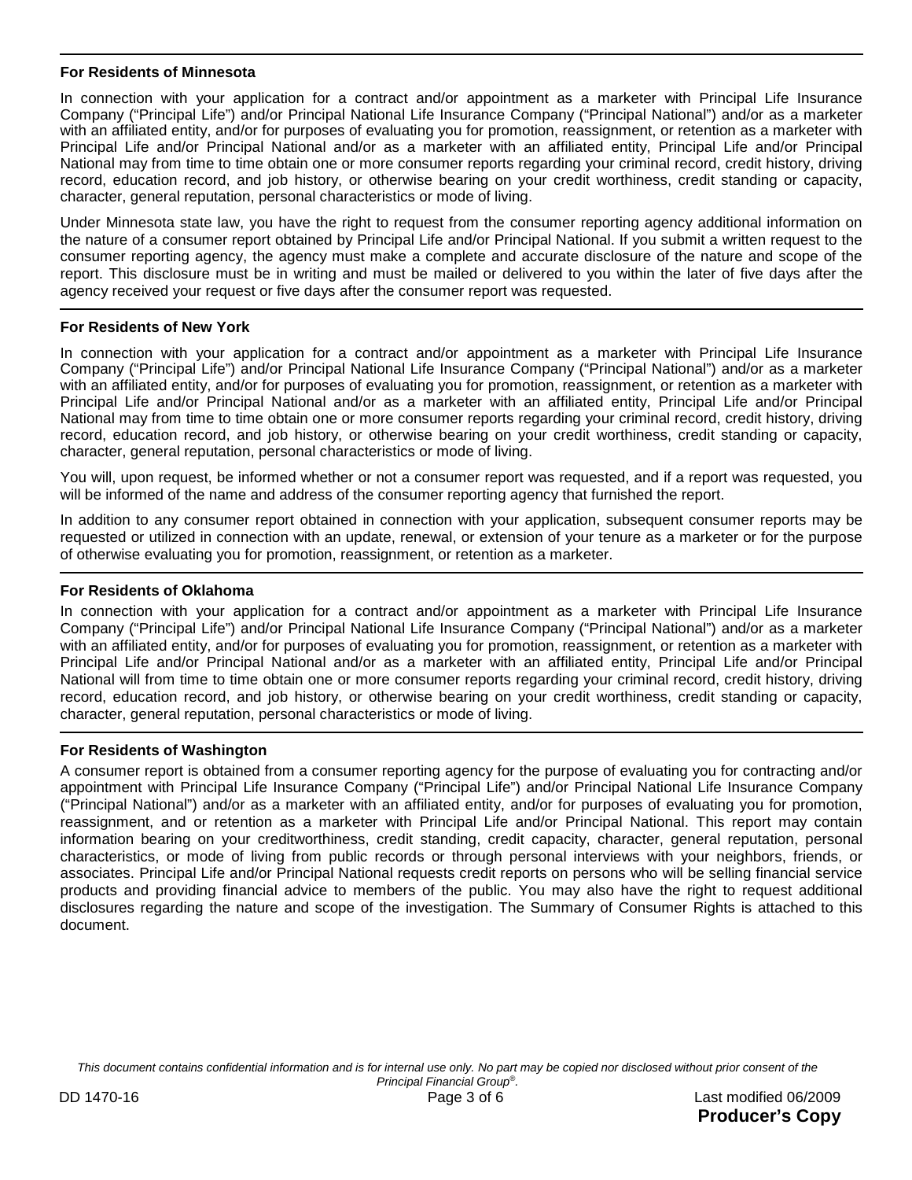## For Residents of Minnesota

In connection with your application for a contract and/or appointment as a marketer with Principal Life Insurance Company ("Principal Life") and/or Principal National Life Insurance Company ("Principal National") and/or as a marketer with an affiliated entity, and/or for purposes of evaluating you for promotion, reassignment, or retention as a marketer with Principal Life and/or Principal National and/or as a marketer with an affiliated entity, Principal Life and/or Principal National may from time to time obtain one or more consumer reports regarding your criminal record, credit history, driving record, education record, and job history, or otherwise bearing on your credit worthiness, credit standing or capacity, character, general reputation, personal characteristics or mode of living.

Under Minnesota state law, you have the right to request from the consumer reporting agency additional information on the nature of a consumer report obtained by Principal Life and/or Principal National. If you submit a written request to the consumer reporting agency, the agency must make a complete and accurate disclosure of the nature and scope of the report. This disclosure must be in writing and must be mailed or delivered to you within the later of five days after the agency received your request or five days after the consumer report was requested.

## For Residents of New York

In connection with your application for a contract and/or appointment as a marketer with Principal Life Insurance Company ("Principal Life") and/or Principal National Life Insurance Company ("Principal National") and/or as a marketer with an affiliated entity, and/or for purposes of evaluating you for promotion, reassignment, or retention as a marketer with Principal Life and/or Principal National and/or as a marketer with an affiliated entity, Principal Life and/or Principal National may from time to time obtain one or more consumer reports regarding your criminal record, credit history, driving record, education record, and job history, or otherwise bearing on your credit worthiness, credit standing or capacity, character, general reputation, personal characteristics or mode of living.

You will, upon request, be informed whether or not a consumer report was requested, and if a report was requested, you will be informed of the name and address of the consumer reporting agency that furnished the report.

In addition to any consumer report obtained in connection with your application, subsequent consumer reports may be requested or utilized in connection with an update, renewal, or extension of your tenure as a marketer or for the purpose of otherwise evaluating you for promotion, reassignment, or retention as a marketer.

## For Residents of Oklahoma

In connection with your application for a contract and/or appointment as a marketer with Principal Life Insurance Company ("Principal Life") and/or Principal National Life Insurance Company ("Principal National") and/or as a marketer with an affiliated entity, and/or for purposes of evaluating you for promotion, reassignment, or retention as a marketer with Principal Life and/or Principal National and/or as a marketer with an affiliated entity, Principal Life and/or Principal National will from time to time obtain one or more consumer reports regarding your criminal record, credit history, driving record, education record, and job history, or otherwise bearing on your credit worthiness, credit standing or capacity, character, general reputation, personal characteristics or mode of living.

## For Residents of Washington

A consumer report is obtained from a consumer reporting agency for the purpose of evaluating you for contracting and/or appointment with Principal Life Insurance Company ("Principal Life") and/or Principal National Life Insurance Company ("Principal National") and/or as a marketer with an affiliated entity, and/or for purposes of evaluating you for promotion, reassignment, and or retention as a marketer with Principal Life and/or Principal National. This report may contain information bearing on your creditworthiness, credit standing, credit capacity, character, general reputation, personal characteristics, or mode of living from public records or through personal interviews with your neighbors, friends, or associates. Principal Life and/or Principal National requests credit reports on persons who will be selling financial service products and providing financial advice to members of the public. You may also have the right to request additional disclosures regarding the nature and scope of the investigation. The Summary of Consumer Rights is attached to this document.

*This document contains confidential information and is for internal use only. No part may be copied nor disclosed without prior consent of the Principal Financial Group®.*

DD 1470-16 Last modified 06/2009

**Producer's Copy**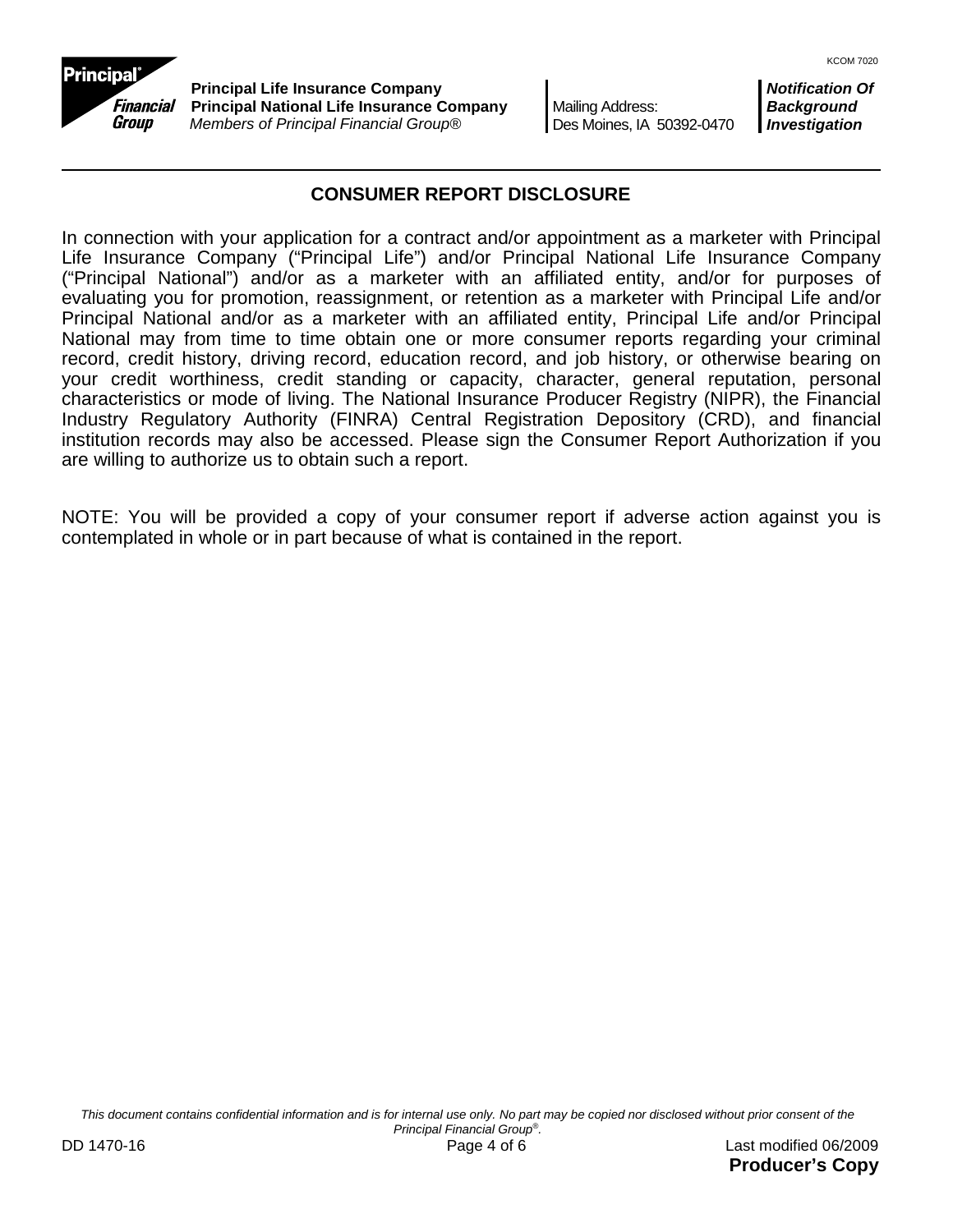KCOM 7020

**Principal Life Insurance Company**
**Principal National Life Insurance Company**
*Members of Principal Financial Group®*

Mailing Address:
Des Moines, IA 50392-0470

***Notification Of Background Investigation***

## CONSUMER REPORT DISCLOSURE

In connection with your application for a contract and/or appointment as a marketer with Principal Life Insurance Company ("Principal Life") and/or Principal National Life Insurance Company ("Principal National") and/or as a marketer with an affiliated entity, and/or for purposes of evaluating you for promotion, reassignment, or retention as a marketer with Principal Life and/or Principal National and/or as a marketer with an affiliated entity, Principal Life and/or Principal National may from time to time obtain one or more consumer reports regarding your criminal record, credit history, driving record, education record, and job history, or otherwise bearing on your credit worthiness, credit standing or capacity, character, general reputation, personal characteristics or mode of living. The National Insurance Producer Registry (NIPR), the Financial Industry Regulatory Authority (FINRA) Central Registration Depository (CRD), and financial institution records may also be accessed. Please sign the Consumer Report Authorization if you are willing to authorize us to obtain such a report.

NOTE: You will be provided a copy of your consumer report if adverse action against you is contemplated in whole or in part because of what is contained in the report.

*This document contains confidential information and is for internal use only. No part may be copied nor disclosed without prior consent of the Principal Financial Group®.*

DD 1470-16

Last modified 06/2009

**Producer's Copy**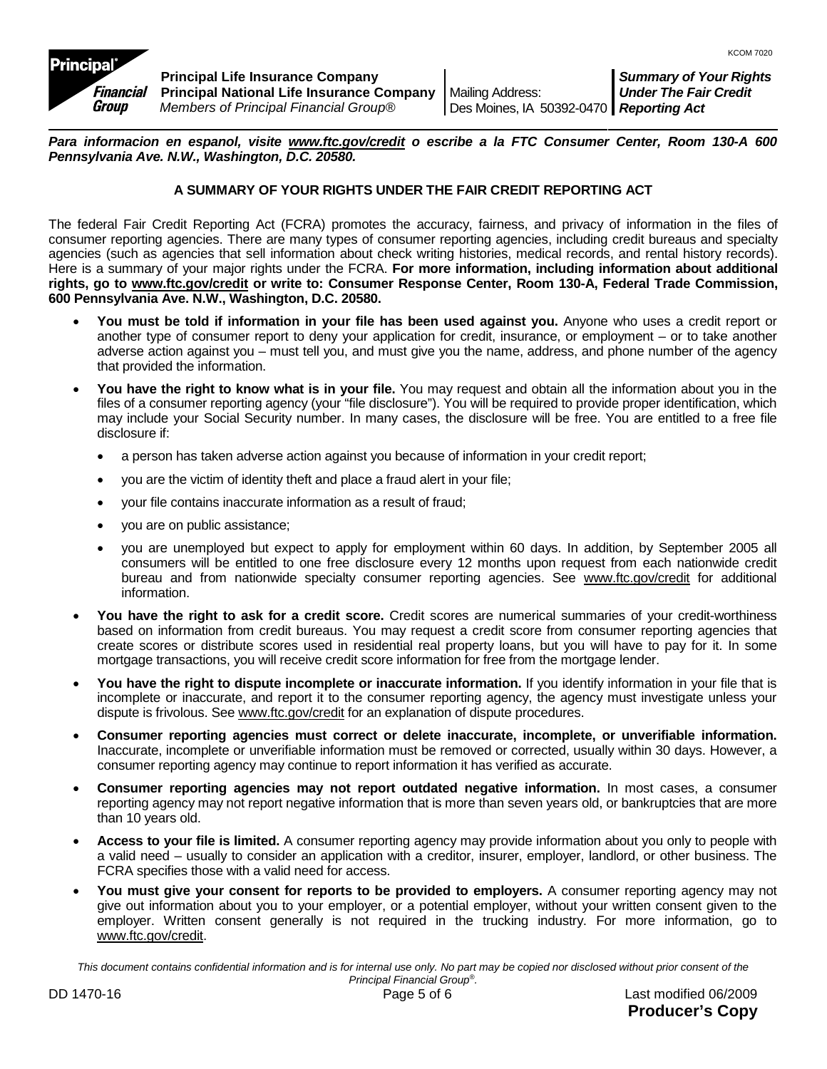**Principal Life Insurance Company**
**Principal National Life Insurance Company**
*Members of Principal Financial Group®*

Mailing Address:
Des Moines, IA 50392-0470

***Summary of Your Rights Under The Fair Credit Reporting Act***

***Para informacion en espanol, visite www.ftc.gov/credit o escribe a la FTC Consumer Center, Room 130-A 600 Pennsylvania Ave. N.W., Washington, D.C. 20580.***

## A SUMMARY OF YOUR RIGHTS UNDER THE FAIR CREDIT REPORTING ACT

The federal Fair Credit Reporting Act (FCRA) promotes the accuracy, fairness, and privacy of information in the files of consumer reporting agencies. There are many types of consumer reporting agencies, including credit bureaus and specialty agencies (such as agencies that sell information about check writing histories, medical records, and rental history records). Here is a summary of your major rights under the FCRA. **For more information, including information about additional rights, go to www.ftc.gov/credit or write to: Consumer Response Center, Room 130-A, Federal Trade Commission, 600 Pennsylvania Ave. N.W., Washington, D.C. 20580.**

- **You must be told if information in your file has been used against you.** Anyone who uses a credit report or another type of consumer report to deny your application for credit, insurance, or employment – or to take another adverse action against you – must tell you, and must give you the name, address, and phone number of the agency that provided the information.
- **You have the right to know what is in your file.** You may request and obtain all the information about you in the files of a consumer reporting agency (your "file disclosure"). You will be required to provide proper identification, which may include your Social Security number. In many cases, the disclosure will be free. You are entitled to a free file disclosure if:
  - a person has taken adverse action against you because of information in your credit report;
  - you are the victim of identity theft and place a fraud alert in your file;
  - your file contains inaccurate information as a result of fraud;
  - you are on public assistance;
  - you are unemployed but expect to apply for employment within 60 days. In addition, by September 2005 all consumers will be entitled to one free disclosure every 12 months upon request from each nationwide credit bureau and from nationwide specialty consumer reporting agencies. See www.ftc.gov/credit for additional information.
- **You have the right to ask for a credit score.** Credit scores are numerical summaries of your credit-worthiness based on information from credit bureaus. You may request a credit score from consumer reporting agencies that create scores or distribute scores used in residential real property loans, but you will have to pay for it. In some mortgage transactions, you will receive credit score information for free from the mortgage lender.
- **You have the right to dispute incomplete or inaccurate information.** If you identify information in your file that is incomplete or inaccurate, and report it to the consumer reporting agency, the agency must investigate unless your dispute is frivolous. See www.ftc.gov/credit for an explanation of dispute procedures.
- **Consumer reporting agencies must correct or delete inaccurate, incomplete, or unverifiable information.** Inaccurate, incomplete or unverifiable information must be removed or corrected, usually within 30 days. However, a consumer reporting agency may continue to report information it has verified as accurate.
- **Consumer reporting agencies may not report outdated negative information.** In most cases, a consumer reporting agency may not report negative information that is more than seven years old, or bankruptcies that are more than 10 years old.
- **Access to your file is limited.** A consumer reporting agency may provide information about you only to people with a valid need – usually to consider an application with a creditor, insurer, employer, landlord, or other business. The FCRA specifies those with a valid need for access.
- **You must give your consent for reports to be provided to employers.** A consumer reporting agency may not give out information about you to your employer, or a potential employer, without your written consent given to the employer. Written consent generally is not required in the trucking industry. For more information, go to www.ftc.gov/credit.

*This document contains confidential information and is for internal use only. No part may be copied nor disclosed without prior consent of the Principal Financial Group®.*

DD 1470-16 Last modified 06/2009

**Producer's Copy**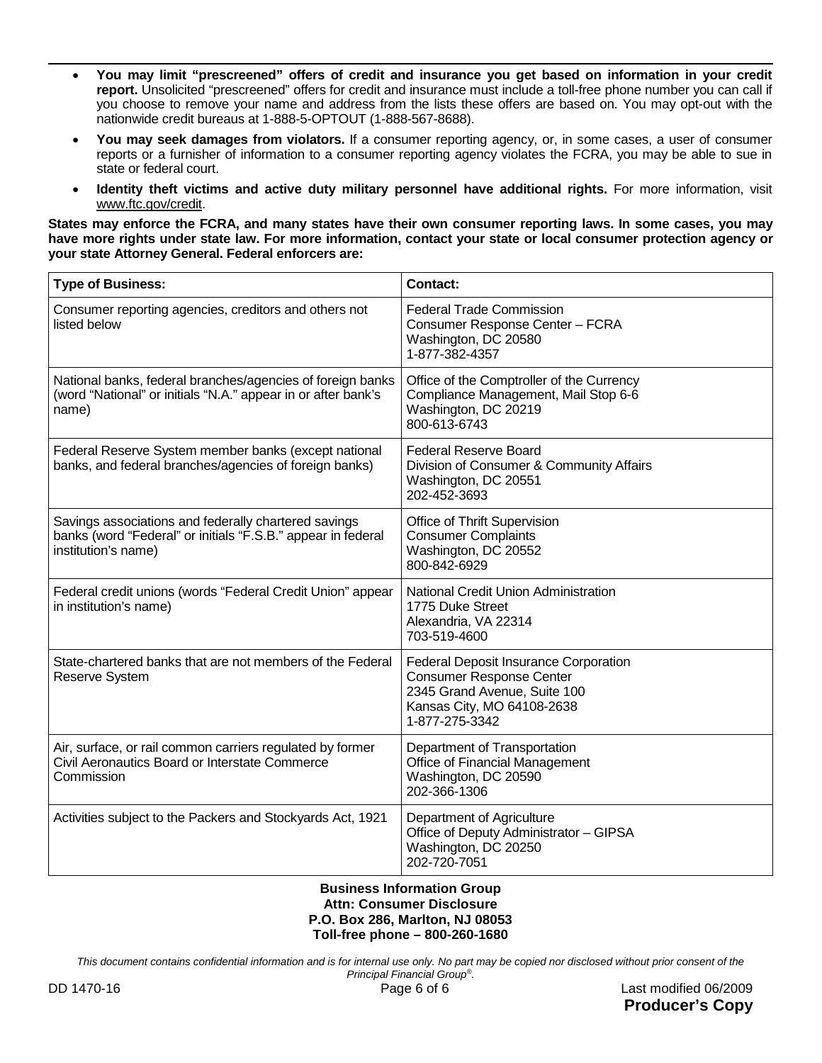- **You may limit "prescreened" offers of credit and insurance you get based on information in your credit report.** Unsolicited "prescreened" offers for credit and insurance must include a toll-free phone number you can call if you choose to remove your name and address from the lists these offers are based on. You may opt-out with the nationwide credit bureaus at 1-888-5-OPTOUT (1-888-567-8688).
- **You may seek damages from violators.** If a consumer reporting agency, or, in some cases, a user of consumer reports or a furnisher of information to a consumer reporting agency violates the FCRA, you may be able to sue in state or federal court.
- **Identity theft victims and active duty military personnel have additional rights.** For more information, visit www.ftc.gov/credit.

**States may enforce the FCRA, and many states have their own consumer reporting laws. In some cases, you may have more rights under state law. For more information, contact your state or local consumer protection agency or your state Attorney General. Federal enforcers are:**

| **Type of Business:** | **Contact:** |
|---|---|
| Consumer reporting agencies, creditors and others not listed below | Federal Trade Commission<br>Consumer Response Center – FCRA<br>Washington, DC 20580<br>1-877-382-4357 |
| National banks, federal branches/agencies of foreign banks (word "National" or initials "N.A." appear in or after bank's name) | Office of the Comptroller of the Currency<br>Compliance Management, Mail Stop 6-6<br>Washington, DC 20219<br>800-613-6743 |
| Federal Reserve System member banks (except national banks, and federal branches/agencies of foreign banks) | Federal Reserve Board<br>Division of Consumer & Community Affairs<br>Washington, DC 20551<br>202-452-3693 |
| Savings associations and federally chartered savings banks (word "Federal" or initials "F.S.B." appear in federal institution's name) | Office of Thrift Supervision<br>Consumer Complaints<br>Washington, DC 20552<br>800-842-6929 |
| Federal credit unions (words "Federal Credit Union" appear in institution's name) | National Credit Union Administration<br>1775 Duke Street<br>Alexandria, VA 22314<br>703-519-4600 |
| State-chartered banks that are not members of the Federal Reserve System | Federal Deposit Insurance Corporation<br>Consumer Response Center<br>2345 Grand Avenue, Suite 100<br>Kansas City, MO 64108-2638<br>1-877-275-3342 |
| Air, surface, or rail common carriers regulated by former Civil Aeronautics Board or Interstate Commerce Commission | Department of Transportation<br>Office of Financial Management<br>Washington, DC 20590<br>202-366-1306 |
| Activities subject to the Packers and Stockyards Act, 1921 | Department of Agriculture<br>Office of Deputy Administrator – GIPSA<br>Washington, DC 20250<br>202-720-7051 |

**Business Information Group**
**Attn: Consumer Disclosure**
**P.O. Box 286, Marlton, NJ 08053**
**Toll-free phone – 800-260-1680**

*This document contains confidential information and is for internal use only. No part may be copied nor disclosed without prior consent of the Principal Financial Group®.*

DD 1470-16 Last modified 06/2009

**Producer's Copy**